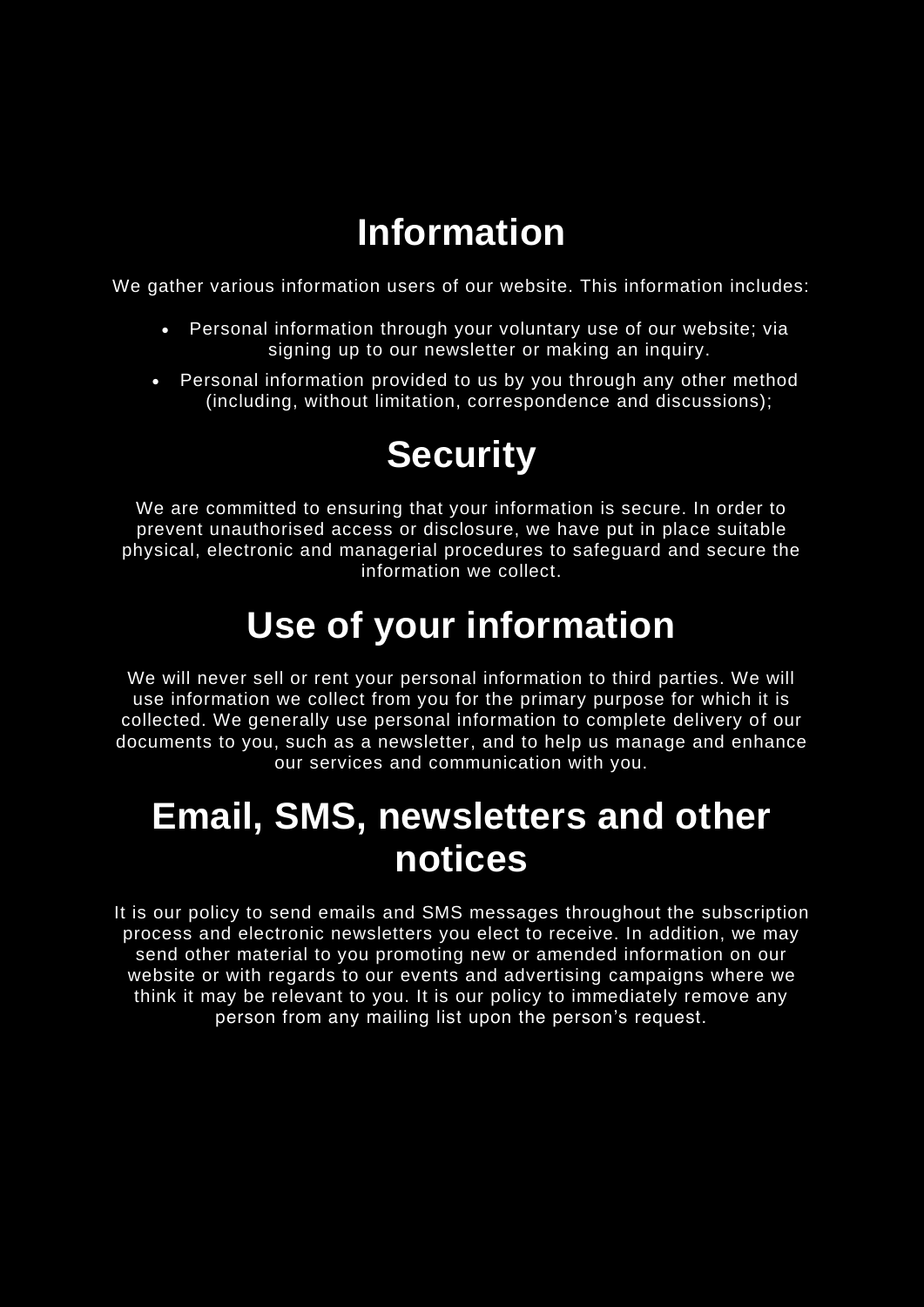# Information

We gather various information users of our website. This information includes:

- Personal information through your voluntary use of our website; via signing up to our newsletter or making an inquiry.
- Personal information provided to us by you through any other method (including, without limitation, correspondence and discussions);

# Security

We are committed to ensuring that your information is secure. In order to prevent unauthorised access or disclosure, we have put in place suitable physical, electronic and managerial procedures to safeguard and secure the information we collect.

# Use of your information

We will never sell or rent your personal information to third parties. We will use information we collect from you for the primary purpose for which it is collected. We generally use personal information to complete delivery of our documents to you, such as a newsletter, and to help us manage and enhance our services and communication with you.

# Email, SMS, newsletters and other notices

It is our policy to send emails and SMS messages throughout the subscription process and electronic newsletters you elect to receive. In addition, we may send other material to you promoting new or amended information on our website or with regards to our events and advertising campaigns where we think it may be relevant to you. It is our policy to immediately remove any person from any mailing list upon the person's request.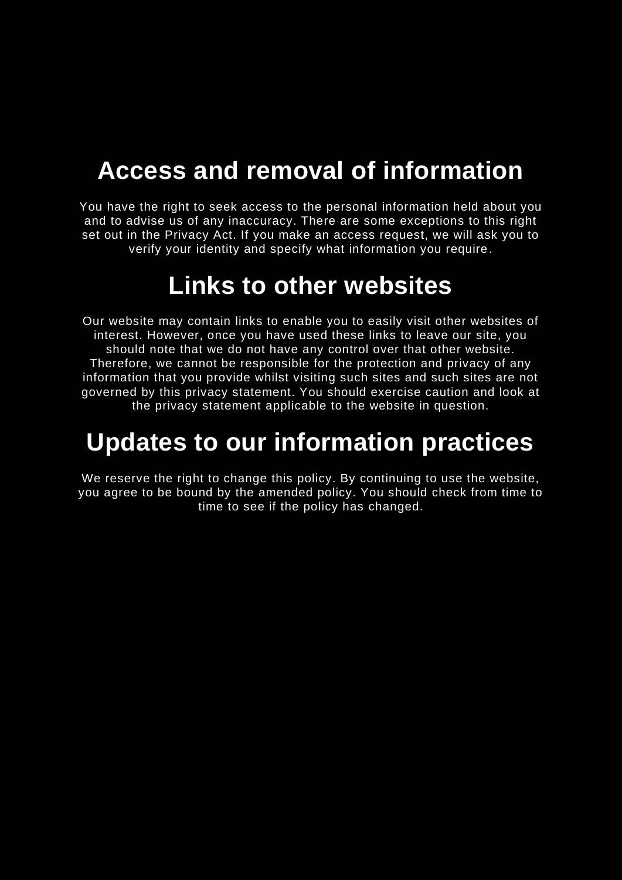## Access and removal of information

You have the right to seek access to the personal information held about you and to advise us of any inaccuracy. There are some exceptions to this right set out in the Privacy Act. If you make an access request, we will ask you to verify your identity and specify what information you require.

## Links to other websites

Our website may contain links to enable you to easily visit other websites of interest. However, once you have used these links to leave our site, you should note that we do not have any control over that other website. Therefore, we cannot be responsible for the protection and privacy of any information that you provide whilst visiting such sites and such sites are not governed by this privacy statement. You should exercise caution and look at the privacy statement applicable to the website in question.

## Updates to our information practices

We reserve the right to change this policy. By continuing to use the website, you agree to be bound by the amended policy. You should check from time to time to see if the policy has changed.